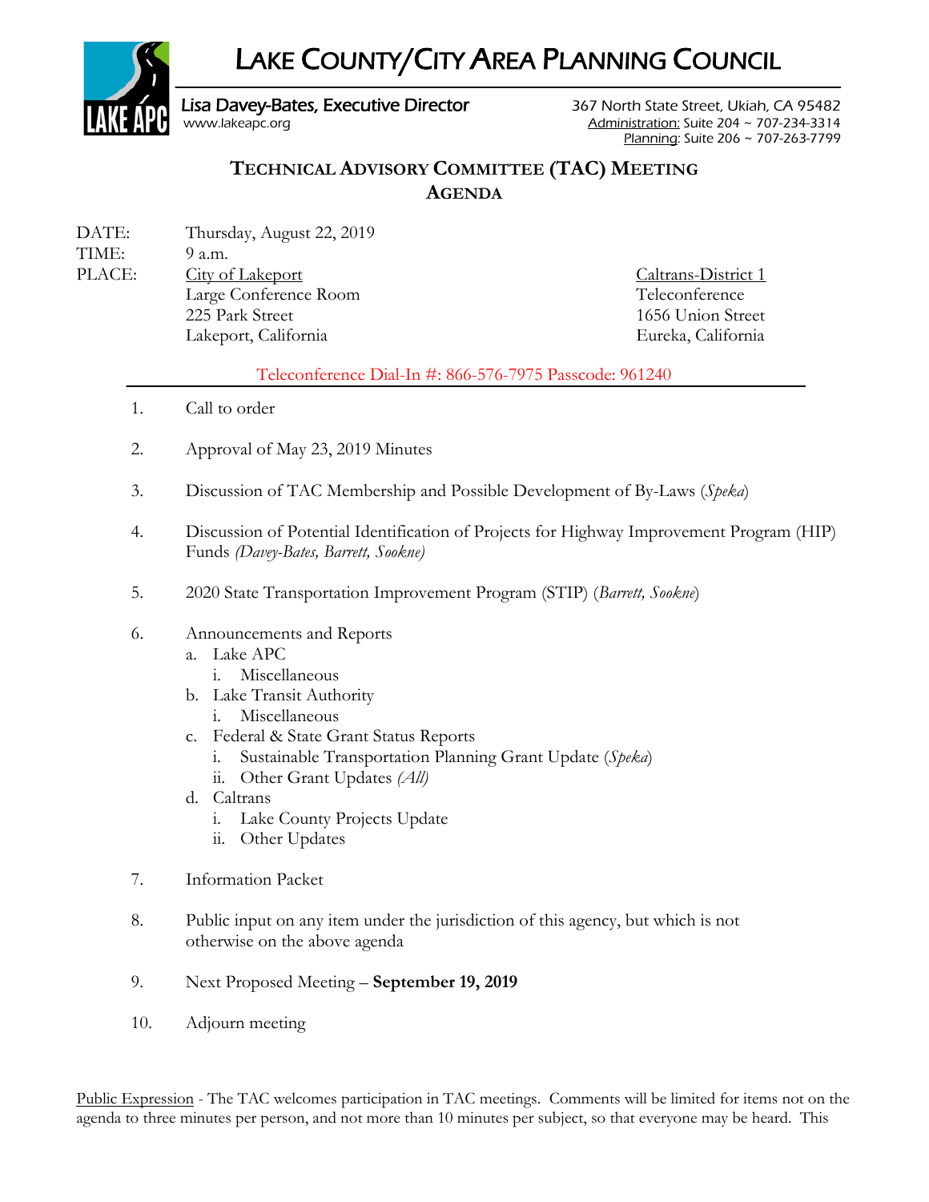# LAKE COUNTY/CITY AREA PLANNING COUNCIL

**Lisa Davey-Bates, Executive Director**
www.lakeapc.org

367 North State Street, Ukiah, CA 95482
Administration: Suite 204 ~ 707-234-3314
Planning: Suite 206 ~ 707-263-7799

## TECHNICAL ADVISORY COMMITTEE (TAC) MEETING
## AGENDA

DATE: Thursday, August 22, 2019
TIME: 9 a.m.
PLACE:

City of Lakeport
Large Conference Room
225 Park Street
Lakeport, California

Caltrans-District 1
Teleconference
1656 Union Street
Eureka, California

Teleconference Dial-In #: 866-576-7975 Passcode: 961240

1. Call to order
2. Approval of May 23, 2019 Minutes
3. Discussion of TAC Membership and Possible Development of By-Laws (*Speka*)
4. Discussion of Potential Identification of Projects for Highway Improvement Program (HIP) Funds *(Davey-Bates, Barrett, Sookne)*
5. 2020 State Transportation Improvement Program (STIP) (*Barrett, Sookne*)
6. Announcements and Reports
   a. Lake APC
      i. Miscellaneous
   b. Lake Transit Authority
      i. Miscellaneous
   c. Federal & State Grant Status Reports
      i. Sustainable Transportation Planning Grant Update (*Speka*)
      ii. Other Grant Updates *(All)*
   d. Caltrans
      i. Lake County Projects Update
      ii. Other Updates
7. Information Packet
8. Public input on any item under the jurisdiction of this agency, but which is not otherwise on the above agenda
9. Next Proposed Meeting – **September 19, 2019**
10. Adjourn meeting

Public Expression - The TAC welcomes participation in TAC meetings. Comments will be limited for items not on the agenda to three minutes per person, and not more than 10 minutes per subject, so that everyone may be heard. This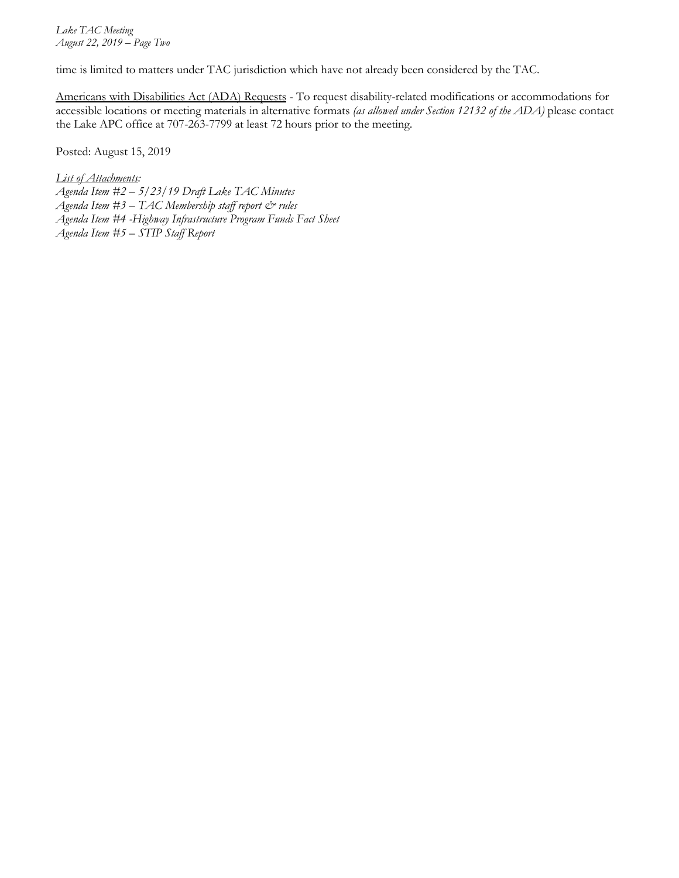time is limited to matters under TAC jurisdiction which have not already been considered by the TAC.

Americans with Disabilities Act (ADA) Requests - To request disability-related modifications or accommodations for accessible locations or meeting materials in alternative formats *(as allowed under Section 12132 of the ADA)* please contact the Lake APC office at 707-263-7799 at least 72 hours prior to the meeting.

Posted: August 15, 2019

*List of Attachments:*
*Agenda Item #2 – 5/23/19 Draft Lake TAC Minutes*
*Agenda Item #3 – TAC Membership staff report & rules*
*Agenda Item #4 -Highway Infrastructure Program Funds Fact Sheet*
*Agenda Item #5 – STIP Staff Report*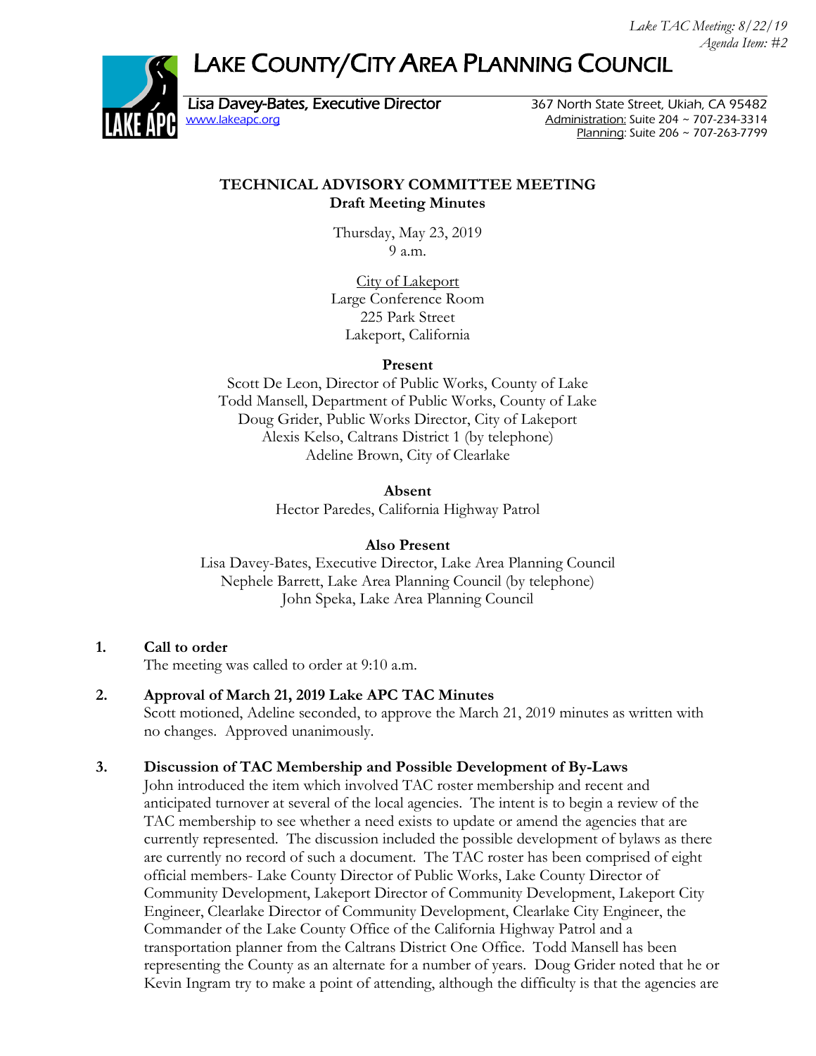Lake TAC Meeting: 8/22/19
Agenda Item: #2

# LAKE COUNTY/CITY AREA PLANNING COUNCIL

Lisa Davey-Bates, Executive Director
www.lakeapc.org

367 North State Street, Ukiah, CA 95482
Administration: Suite 204 ~ 707-234-3314
Planning: Suite 206 ~ 707-263-7799

## TECHNICAL ADVISORY COMMITTEE MEETING
### Draft Meeting Minutes

Thursday, May 23, 2019
9 a.m.

City of Lakeport
Large Conference Room
225 Park Street
Lakeport, California

**Present**

Scott De Leon, Director of Public Works, County of Lake
Todd Mansell, Department of Public Works, County of Lake
Doug Grider, Public Works Director, City of Lakeport
Alexis Kelso, Caltrans District 1 (by telephone)
Adeline Brown, City of Clearlake

**Absent**

Hector Paredes, California Highway Patrol

**Also Present**

Lisa Davey-Bates, Executive Director, Lake Area Planning Council
Nephele Barrett, Lake Area Planning Council (by telephone)
John Speka, Lake Area Planning Council

1. **Call to order**
   The meeting was called to order at 9:10 a.m.

2. **Approval of March 21, 2019 Lake APC TAC Minutes**
   Scott motioned, Adeline seconded, to approve the March 21, 2019 minutes as written with no changes. Approved unanimously.

3. **Discussion of TAC Membership and Possible Development of By-Laws**
   John introduced the item which involved TAC roster membership and recent and anticipated turnover at several of the local agencies. The intent is to begin a review of the TAC membership to see whether a need exists to update or amend the agencies that are currently represented. The discussion included the possible development of bylaws as there are currently no record of such a document. The TAC roster has been comprised of eight official members- Lake County Director of Public Works, Lake County Director of Community Development, Lakeport Director of Community Development, Lakeport City Engineer, Clearlake Director of Community Development, Clearlake City Engineer, the Commander of the Lake County Office of the California Highway Patrol and a transportation planner from the Caltrans District One Office. Todd Mansell has been representing the County as an alternate for a number of years. Doug Grider noted that he or Kevin Ingram try to make a point of attending, although the difficulty is that the agencies are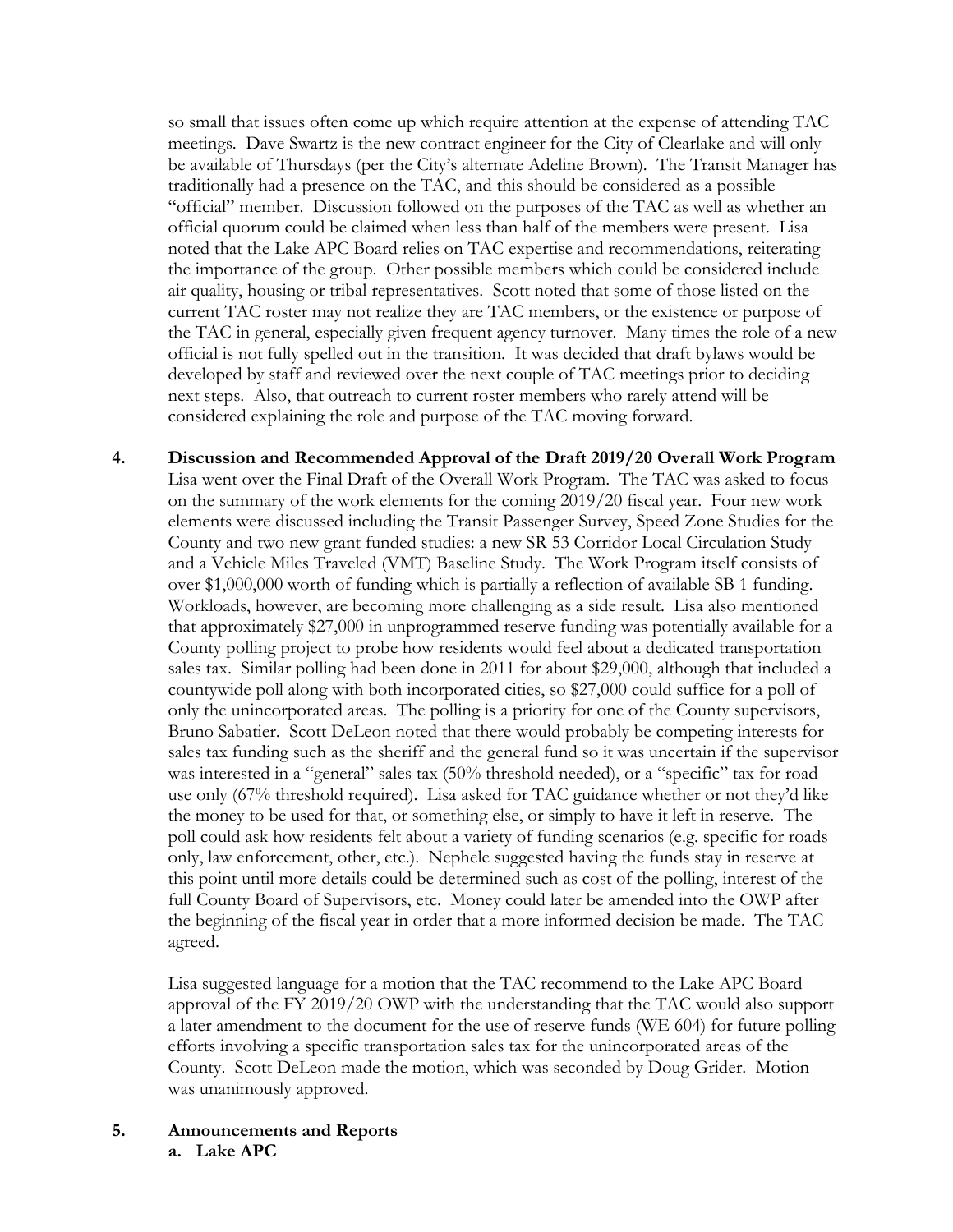so small that issues often come up which require attention at the expense of attending TAC meetings. Dave Swartz is the new contract engineer for the City of Clearlake and will only be available of Thursdays (per the City's alternate Adeline Brown). The Transit Manager has traditionally had a presence on the TAC, and this should be considered as a possible "official" member. Discussion followed on the purposes of the TAC as well as whether an official quorum could be claimed when less than half of the members were present. Lisa noted that the Lake APC Board relies on TAC expertise and recommendations, reiterating the importance of the group. Other possible members which could be considered include air quality, housing or tribal representatives. Scott noted that some of those listed on the current TAC roster may not realize they are TAC members, or the existence or purpose of the TAC in general, especially given frequent agency turnover. Many times the role of a new official is not fully spelled out in the transition. It was decided that draft bylaws would be developed by staff and reviewed over the next couple of TAC meetings prior to deciding next steps. Also, that outreach to current roster members who rarely attend will be considered explaining the role and purpose of the TAC moving forward.

**4. Discussion and Recommended Approval of the Draft 2019/20 Overall Work Program**

Lisa went over the Final Draft of the Overall Work Program. The TAC was asked to focus on the summary of the work elements for the coming 2019/20 fiscal year. Four new work elements were discussed including the Transit Passenger Survey, Speed Zone Studies for the County and two new grant funded studies: a new SR 53 Corridor Local Circulation Study and a Vehicle Miles Traveled (VMT) Baseline Study. The Work Program itself consists of over $1,000,000 worth of funding which is partially a reflection of available SB 1 funding. Workloads, however, are becoming more challenging as a side result. Lisa also mentioned that approximately $27,000 in unprogrammed reserve funding was potentially available for a County polling project to probe how residents would feel about a dedicated transportation sales tax. Similar polling had been done in 2011 for about $29,000, although that included a countywide poll along with both incorporated cities, so $27,000 could suffice for a poll of only the unincorporated areas. The polling is a priority for one of the County supervisors, Bruno Sabatier. Scott DeLeon noted that there would probably be competing interests for sales tax funding such as the sheriff and the general fund so it was uncertain if the supervisor was interested in a "general" sales tax (50% threshold needed), or a "specific" tax for road use only (67% threshold required). Lisa asked for TAC guidance whether or not they'd like the money to be used for that, or something else, or simply to have it left in reserve. The poll could ask how residents felt about a variety of funding scenarios (e.g. specific for roads only, law enforcement, other, etc.). Nephele suggested having the funds stay in reserve at this point until more details could be determined such as cost of the polling, interest of the full County Board of Supervisors, etc. Money could later be amended into the OWP after the beginning of the fiscal year in order that a more informed decision be made. The TAC agreed.

Lisa suggested language for a motion that the TAC recommend to the Lake APC Board approval of the FY 2019/20 OWP with the understanding that the TAC would also support a later amendment to the document for the use of reserve funds (WE 604) for future polling efforts involving a specific transportation sales tax for the unincorporated areas of the County. Scott DeLeon made the motion, which was seconded by Doug Grider. Motion was unanimously approved.

**5. Announcements and Reports**

**a. Lake APC**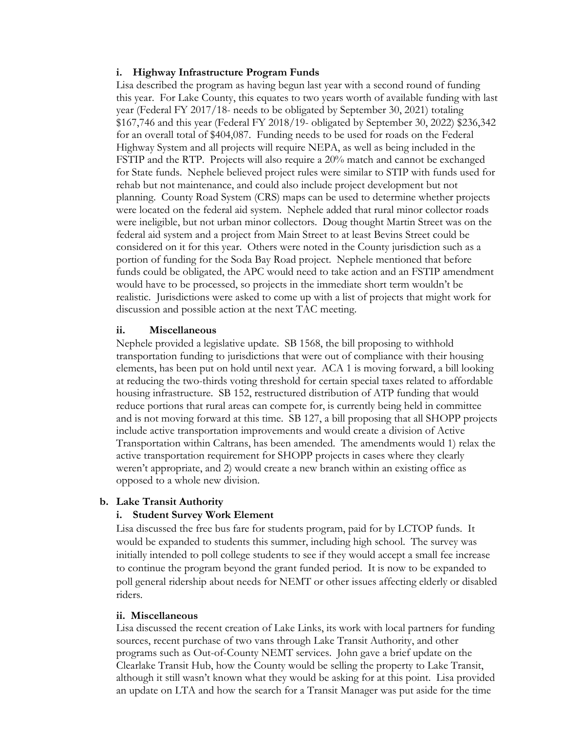#### i. Highway Infrastructure Program Funds

Lisa described the program as having begun last year with a second round of funding this year. For Lake County, this equates to two years worth of available funding with last year (Federal FY 2017/18- needs to be obligated by September 30, 2021) totaling $167,746 and this year (Federal FY 2018/19- obligated by September 30, 2022) $236,342 for an overall total of $404,087. Funding needs to be used for roads on the Federal Highway System and all projects will require NEPA, as well as being included in the FSTIP and the RTP. Projects will also require a 20% match and cannot be exchanged for State funds. Nephele believed project rules were similar to STIP with funds used for rehab but not maintenance, and could also include project development but not planning. County Road System (CRS) maps can be used to determine whether projects were located on the federal aid system. Nephele added that rural minor collector roads were ineligible, but not urban minor collectors. Doug thought Martin Street was on the federal aid system and a project from Main Street to at least Bevins Street could be considered on it for this year. Others were noted in the County jurisdiction such as a portion of funding for the Soda Bay Road project. Nephele mentioned that before funds could be obligated, the APC would need to take action and an FSTIP amendment would have to be processed, so projects in the immediate short term wouldn't be realistic. Jurisdictions were asked to come up with a list of projects that might work for discussion and possible action at the next TAC meeting.

#### ii. Miscellaneous

Nephele provided a legislative update. SB 1568, the bill proposing to withhold transportation funding to jurisdictions that were out of compliance with their housing elements, has been put on hold until next year. ACA 1 is moving forward, a bill looking at reducing the two-thirds voting threshold for certain special taxes related to affordable housing infrastructure. SB 152, restructured distribution of ATP funding that would reduce portions that rural areas can compete for, is currently being held in committee and is not moving forward at this time. SB 127, a bill proposing that all SHOPP projects include active transportation improvements and would create a division of Active Transportation within Caltrans, has been amended. The amendments would 1) relax the active transportation requirement for SHOPP projects in cases where they clearly weren't appropriate, and 2) would create a new branch within an existing office as opposed to a whole new division.

### b. Lake Transit Authority

#### i. Student Survey Work Element

Lisa discussed the free bus fare for students program, paid for by LCTOP funds. It would be expanded to students this summer, including high school. The survey was initially intended to poll college students to see if they would accept a small fee increase to continue the program beyond the grant funded period. It is now to be expanded to poll general ridership about needs for NEMT or other issues affecting elderly or disabled riders.

#### ii. Miscellaneous

Lisa discussed the recent creation of Lake Links, its work with local partners for funding sources, recent purchase of two vans through Lake Transit Authority, and other programs such as Out-of-County NEMT services. John gave a brief update on the Clearlake Transit Hub, how the County would be selling the property to Lake Transit, although it still wasn't known what they would be asking for at this point. Lisa provided an update on LTA and how the search for a Transit Manager was put aside for the time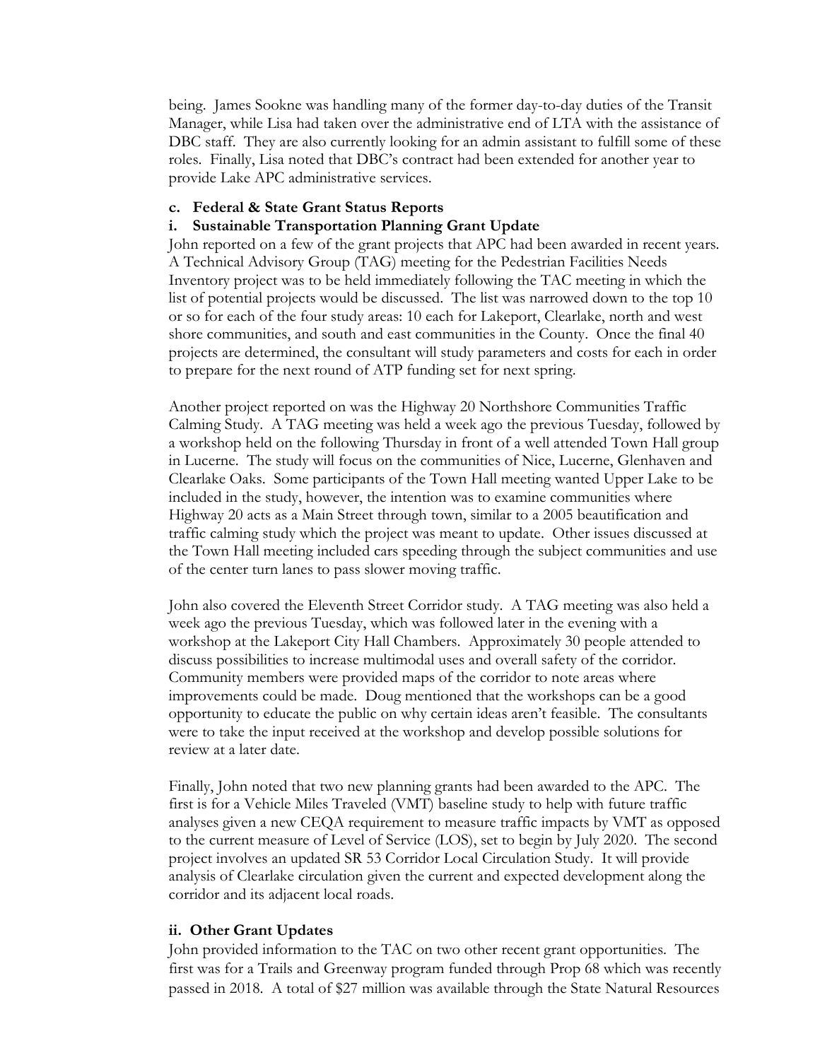being. James Sookne was handling many of the former day-to-day duties of the Transit Manager, while Lisa had taken over the administrative end of LTA with the assistance of DBC staff. They are also currently looking for an admin assistant to fulfill some of these roles. Finally, Lisa noted that DBC's contract had been extended for another year to provide Lake APC administrative services.

**c. Federal & State Grant Status Reports**

**i. Sustainable Transportation Planning Grant Update**

John reported on a few of the grant projects that APC had been awarded in recent years. A Technical Advisory Group (TAG) meeting for the Pedestrian Facilities Needs Inventory project was to be held immediately following the TAC meeting in which the list of potential projects would be discussed. The list was narrowed down to the top 10 or so for each of the four study areas: 10 each for Lakeport, Clearlake, north and west shore communities, and south and east communities in the County. Once the final 40 projects are determined, the consultant will study parameters and costs for each in order to prepare for the next round of ATP funding set for next spring.

Another project reported on was the Highway 20 Northshore Communities Traffic Calming Study. A TAG meeting was held a week ago the previous Tuesday, followed by a workshop held on the following Thursday in front of a well attended Town Hall group in Lucerne. The study will focus on the communities of Nice, Lucerne, Glenhaven and Clearlake Oaks. Some participants of the Town Hall meeting wanted Upper Lake to be included in the study, however, the intention was to examine communities where Highway 20 acts as a Main Street through town, similar to a 2005 beautification and traffic calming study which the project was meant to update. Other issues discussed at the Town Hall meeting included cars speeding through the subject communities and use of the center turn lanes to pass slower moving traffic.

John also covered the Eleventh Street Corridor study. A TAG meeting was also held a week ago the previous Tuesday, which was followed later in the evening with a workshop at the Lakeport City Hall Chambers. Approximately 30 people attended to discuss possibilities to increase multimodal uses and overall safety of the corridor. Community members were provided maps of the corridor to note areas where improvements could be made. Doug mentioned that the workshops can be a good opportunity to educate the public on why certain ideas aren't feasible. The consultants were to take the input received at the workshop and develop possible solutions for review at a later date.

Finally, John noted that two new planning grants had been awarded to the APC. The first is for a Vehicle Miles Traveled (VMT) baseline study to help with future traffic analyses given a new CEQA requirement to measure traffic impacts by VMT as opposed to the current measure of Level of Service (LOS), set to begin by July 2020. The second project involves an updated SR 53 Corridor Local Circulation Study. It will provide analysis of Clearlake circulation given the current and expected development along the corridor and its adjacent local roads.

**ii. Other Grant Updates**

John provided information to the TAC on two other recent grant opportunities. The first was for a Trails and Greenway program funded through Prop 68 which was recently passed in 2018. A total of $27 million was available through the State Natural Resources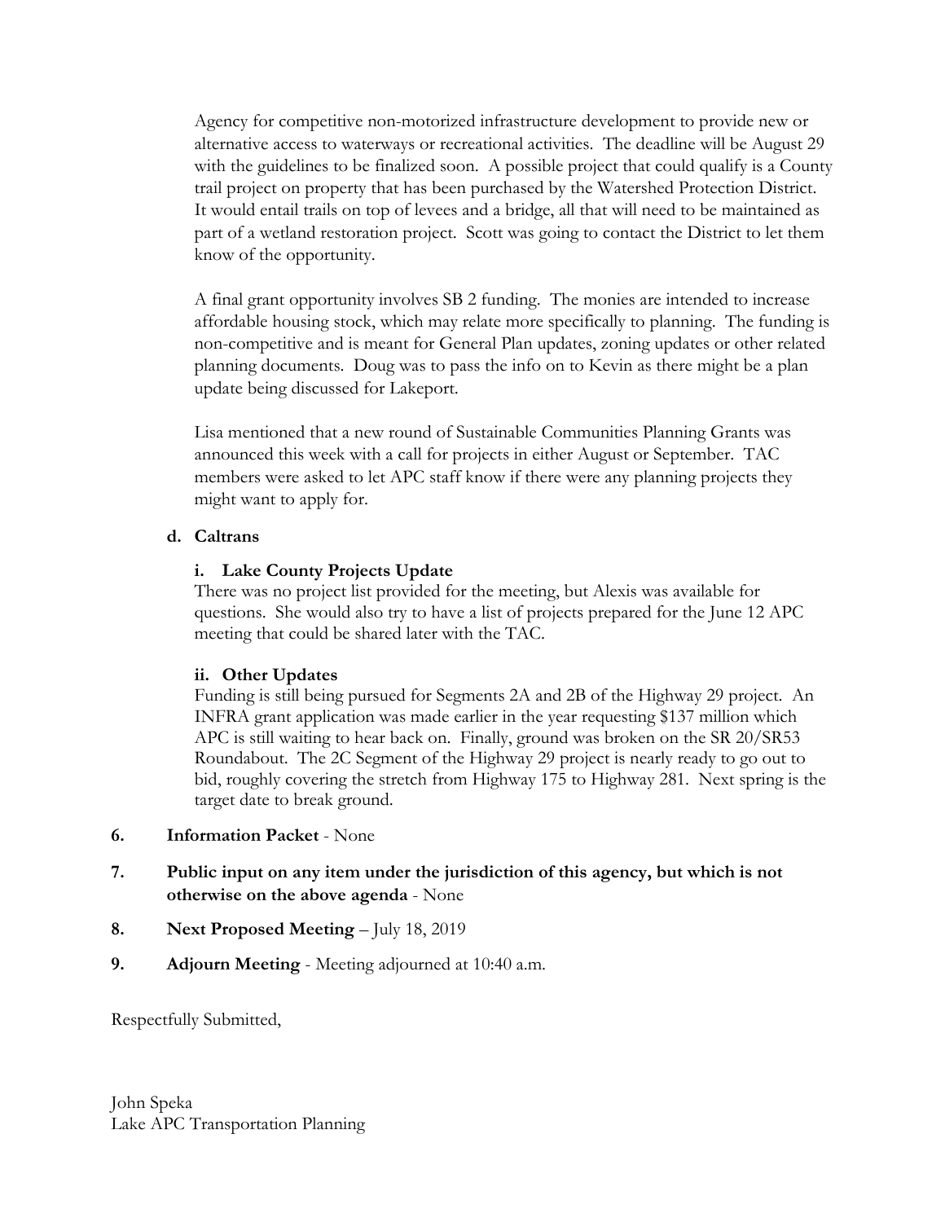Agency for competitive non-motorized infrastructure development to provide new or alternative access to waterways or recreational activities. The deadline will be August 29 with the guidelines to be finalized soon. A possible project that could qualify is a County trail project on property that has been purchased by the Watershed Protection District. It would entail trails on top of levees and a bridge, all that will need to be maintained as part of a wetland restoration project. Scott was going to contact the District to let them know of the opportunity.

A final grant opportunity involves SB 2 funding. The monies are intended to increase affordable housing stock, which may relate more specifically to planning. The funding is non-competitive and is meant for General Plan updates, zoning updates or other related planning documents. Doug was to pass the info on to Kevin as there might be a plan update being discussed for Lakeport.

Lisa mentioned that a new round of Sustainable Communities Planning Grants was announced this week with a call for projects in either August or September. TAC members were asked to let APC staff know if there were any planning projects they might want to apply for.

**d. Caltrans**

**i. Lake County Projects Update**

There was no project list provided for the meeting, but Alexis was available for questions. She would also try to have a list of projects prepared for the June 12 APC meeting that could be shared later with the TAC.

**ii. Other Updates**

Funding is still being pursued for Segments 2A and 2B of the Highway 29 project. An INFRA grant application was made earlier in the year requesting $137 million which APC is still waiting to hear back on. Finally, ground was broken on the SR 20/SR53 Roundabout. The 2C Segment of the Highway 29 project is nearly ready to go out to bid, roughly covering the stretch from Highway 175 to Highway 281. Next spring is the target date to break ground.

**6. Information Packet** - None

**7. Public input on any item under the jurisdiction of this agency, but which is not otherwise on the above agenda** - None

**8. Next Proposed Meeting** – July 18, 2019

**9. Adjourn Meeting** - Meeting adjourned at 10:40 a.m.

Respectfully Submitted,

John Speka
Lake APC Transportation Planning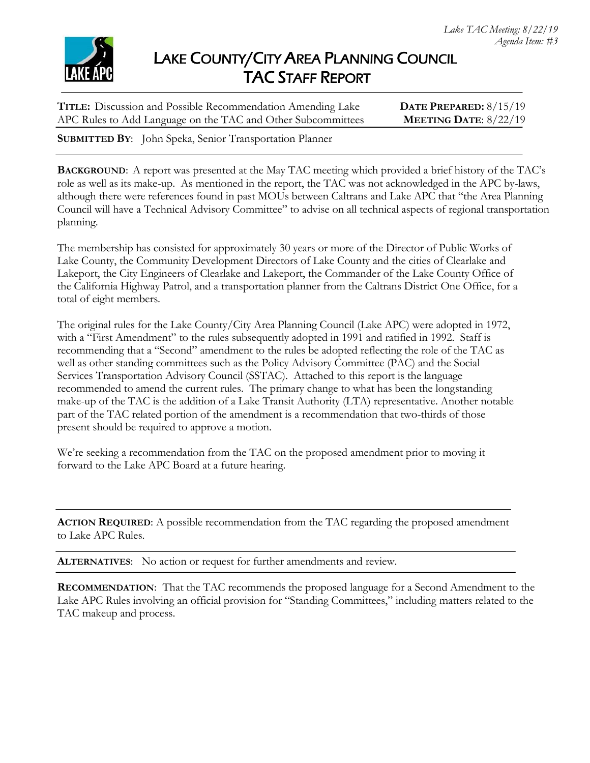*Lake TAC Meeting: 8/22/19*
*Agenda Item: #3*

# LAKE COUNTY/CITY AREA PLANNING COUNCIL
# TAC STAFF REPORT

**TITLE:** Discussion and Possible Recommendation Amending Lake APC Rules to Add Language on the TAC and Other Subcommittees

**DATE PREPARED:** 8/15/19
**MEETING DATE**: 8/22/19

**SUBMITTED BY**: John Speka, Senior Transportation Planner

---

**BACKGROUND**: A report was presented at the May TAC meeting which provided a brief history of the TAC's role as well as its make-up. As mentioned in the report, the TAC was not acknowledged in the APC by-laws, although there were references found in past MOUs between Caltrans and Lake APC that "the Area Planning Council will have a Technical Advisory Committee" to advise on all technical aspects of regional transportation planning.

The membership has consisted for approximately 30 years or more of the Director of Public Works of Lake County, the Community Development Directors of Lake County and the cities of Clearlake and Lakeport, the City Engineers of Clearlake and Lakeport, the Commander of the Lake County Office of the California Highway Patrol, and a transportation planner from the Caltrans District One Office, for a total of eight members.

The original rules for the Lake County/City Area Planning Council (Lake APC) were adopted in 1972, with a "First Amendment" to the rules subsequently adopted in 1991 and ratified in 1992. Staff is recommending that a "Second" amendment to the rules be adopted reflecting the role of the TAC as well as other standing committees such as the Policy Advisory Committee (PAC) and the Social Services Transportation Advisory Council (SSTAC). Attached to this report is the language recommended to amend the current rules. The primary change to what has been the longstanding make-up of the TAC is the addition of a Lake Transit Authority (LTA) representative. Another notable part of the TAC related portion of the amendment is a recommendation that two-thirds of those present should be required to approve a motion.

We're seeking a recommendation from the TAC on the proposed amendment prior to moving it forward to the Lake APC Board at a future hearing.

---

**ACTION REQUIRED**: A possible recommendation from the TAC regarding the proposed amendment to Lake APC Rules.

---

**ALTERNATIVES**: No action or request for further amendments and review.

---

**RECOMMENDATION**: That the TAC recommends the proposed language for a Second Amendment to the Lake APC Rules involving an official provision for "Standing Committees," including matters related to the TAC makeup and process.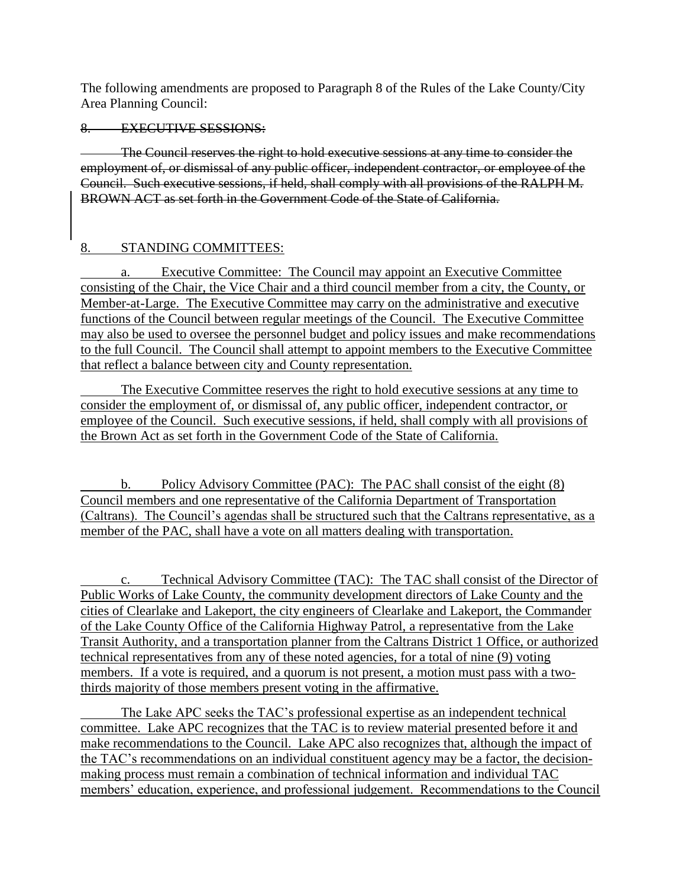The following amendments are proposed to Paragraph 8 of the Rules of the Lake County/City Area Planning Council:

~~8. EXECUTIVE SESSIONS:~~

~~The Council reserves the right to hold executive sessions at any time to consider the employment of, or dismissal of any public officer, independent contractor, or employee of the Council. Such executive sessions, if held, shall comply with all provisions of the RALPH M. BROWN ACT as set forth in the Government Code of the State of California.~~

<u>8. STANDING COMMITTEES:</u>

<u>a. Executive Committee: The Council may appoint an Executive Committee consisting of the Chair, the Vice Chair and a third council member from a city, the County, or Member-at-Large. The Executive Committee may carry on the administrative and executive functions of the Council between regular meetings of the Council. The Executive Committee may also be used to oversee the personnel budget and policy issues and make recommendations to the full Council. The Council shall attempt to appoint members to the Executive Committee that reflect a balance between city and County representation.</u>

<u>The Executive Committee reserves the right to hold executive sessions at any time to consider the employment of, or dismissal of, any public officer, independent contractor, or employee of the Council. Such executive sessions, if held, shall comply with all provisions of the Brown Act as set forth in the Government Code of the State of California.</u>

<u>b. Policy Advisory Committee (PAC): The PAC shall consist of the eight (8) Council members and one representative of the California Department of Transportation (Caltrans). The Council's agendas shall be structured such that the Caltrans representative, as a member of the PAC, shall have a vote on all matters dealing with transportation.</u>

<u>c. Technical Advisory Committee (TAC): The TAC shall consist of the Director of Public Works of Lake County, the community development directors of Lake County and the cities of Clearlake and Lakeport, the city engineers of Clearlake and Lakeport, the Commander of the Lake County Office of the California Highway Patrol, a representative from the Lake Transit Authority, and a transportation planner from the Caltrans District 1 Office, or authorized technical representatives from any of these noted agencies, for a total of nine (9) voting members. If a vote is required, and a quorum is not present, a motion must pass with a two-thirds majority of those members present voting in the affirmative.</u>

<u>The Lake APC seeks the TAC's professional expertise as an independent technical committee. Lake APC recognizes that the TAC is to review material presented before it and make recommendations to the Council. Lake APC also recognizes that, although the impact of the TAC's recommendations on an individual constituent agency may be a factor, the decision-making process must remain a combination of technical information and individual TAC members' education, experience, and professional judgement. Recommendations to the Council</u>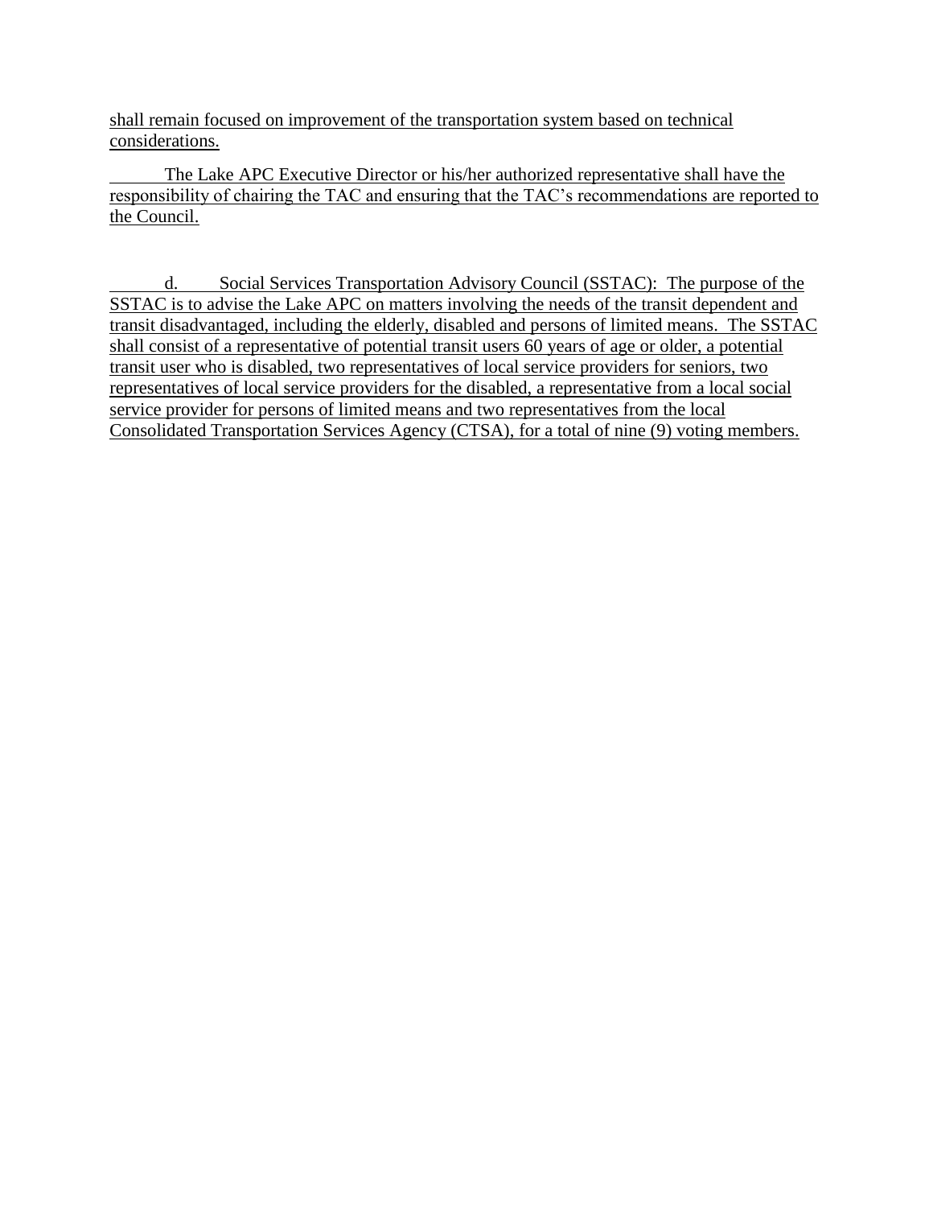shall remain focused on improvement of the transportation system based on technical considerations.

The Lake APC Executive Director or his/her authorized representative shall have the responsibility of chairing the TAC and ensuring that the TAC's recommendations are reported to the Council.

d. Social Services Transportation Advisory Council (SSTAC): The purpose of the SSTAC is to advise the Lake APC on matters involving the needs of the transit dependent and transit disadvantaged, including the elderly, disabled and persons of limited means. The SSTAC shall consist of a representative of potential transit users 60 years of age or older, a potential transit user who is disabled, two representatives of local service providers for seniors, two representatives of local service providers for the disabled, a representative from a local social service provider for persons of limited means and two representatives from the local Consolidated Transportation Services Agency (CTSA), for a total of nine (9) voting members.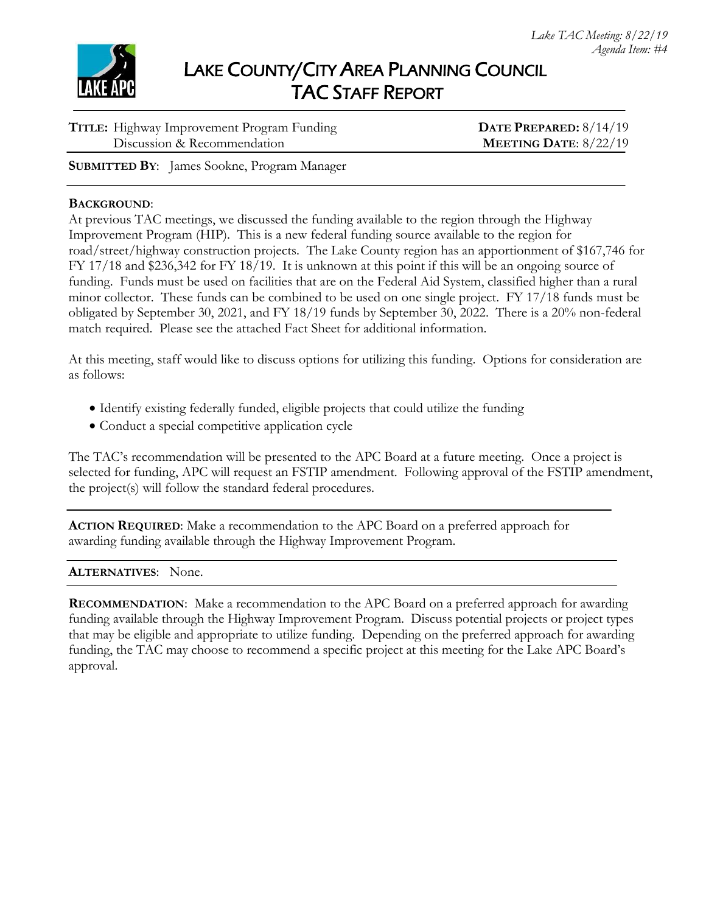*Lake TAC Meeting: 8/22/19*
*Agenda Item: #4*

# LAKE COUNTY/CITY AREA PLANNING COUNCIL
# TAC STAFF REPORT

**TITLE:** Highway Improvement Program Funding Discussion & Recommendation

**DATE PREPARED:** 8/14/19
**MEETING DATE:** 8/22/19

**SUBMITTED BY:** James Sookne, Program Manager

**BACKGROUND:**
At previous TAC meetings, we discussed the funding available to the region through the Highway Improvement Program (HIP). This is a new federal funding source available to the region for road/street/highway construction projects. The Lake County region has an apportionment of $167,746 for FY 17/18 and $236,342 for FY 18/19. It is unknown at this point if this will be an ongoing source of funding. Funds must be used on facilities that are on the Federal Aid System, classified higher than a rural minor collector. These funds can be combined to be used on one single project. FY 17/18 funds must be obligated by September 30, 2021, and FY 18/19 funds by September 30, 2022. There is a 20% non-federal match required. Please see the attached Fact Sheet for additional information.

At this meeting, staff would like to discuss options for utilizing this funding. Options for consideration are as follows:

- Identify existing federally funded, eligible projects that could utilize the funding
- Conduct a special competitive application cycle

The TAC's recommendation will be presented to the APC Board at a future meeting. Once a project is selected for funding, APC will request an FSTIP amendment. Following approval of the FSTIP amendment, the project(s) will follow the standard federal procedures.

**ACTION REQUIRED:** Make a recommendation to the APC Board on a preferred approach for awarding funding available through the Highway Improvement Program.

**ALTERNATIVES:** None.

**RECOMMENDATION:** Make a recommendation to the APC Board on a preferred approach for awarding funding available through the Highway Improvement Program. Discuss potential projects or project types that may be eligible and appropriate to utilize funding. Depending on the preferred approach for awarding funding, the TAC may choose to recommend a specific project at this meeting for the Lake APC Board's approval.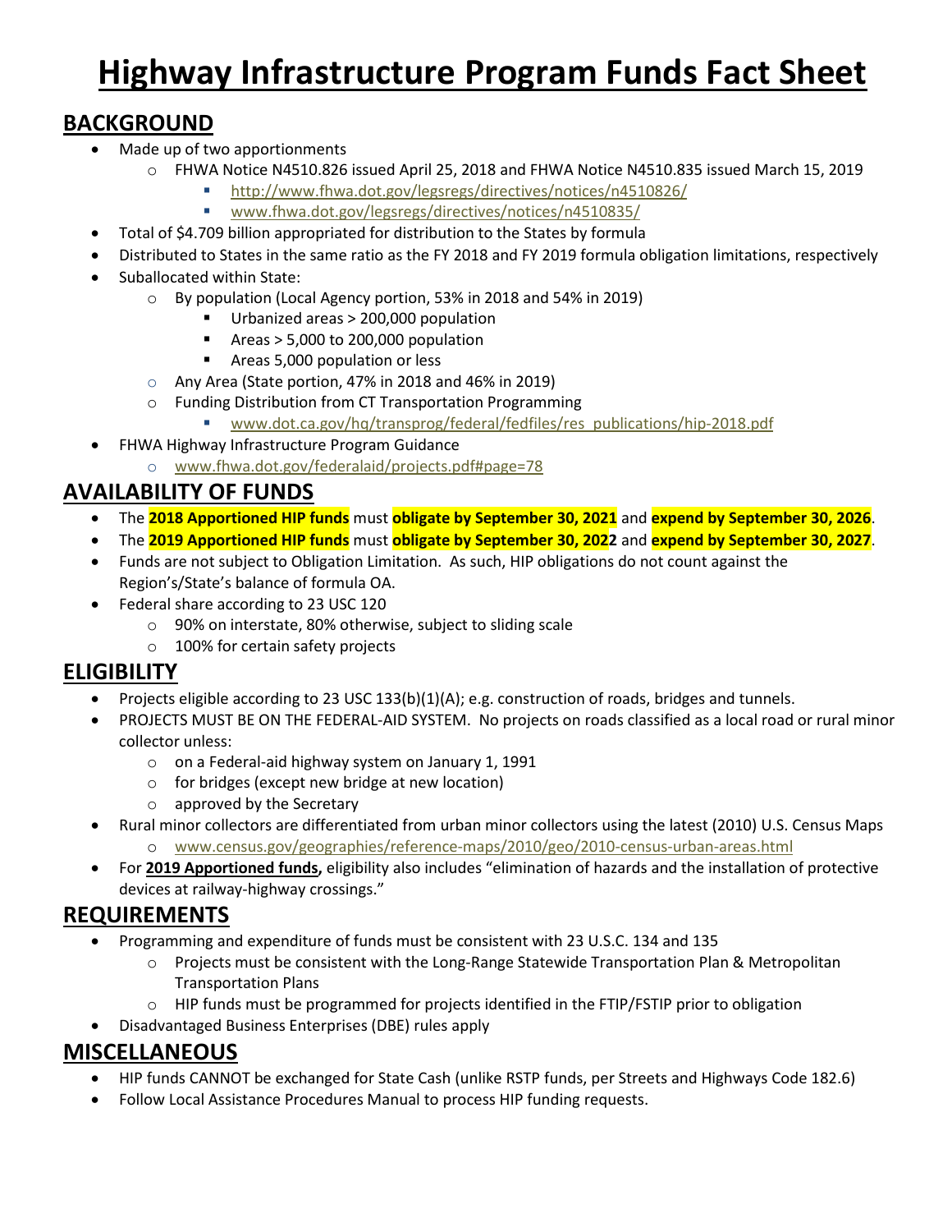# Highway Infrastructure Program Funds Fact Sheet

## BACKGROUND

- Made up of two apportionments
  - FHWA Notice N4510.826 issued April 25, 2018 and FHWA Notice N4510.835 issued March 15, 2019
    - http://www.fhwa.dot.gov/legsregs/directives/notices/n4510826/
    - www.fhwa.dot.gov/legsregs/directives/notices/n4510835/
- Total of $4.709 billion appropriated for distribution to the States by formula
- Distributed to States in the same ratio as the FY 2018 and FY 2019 formula obligation limitations, respectively
- Suballocated within State:
  - By population (Local Agency portion, 53% in 2018 and 54% in 2019)
    - Urbanized areas > 200,000 population
    - Areas > 5,000 to 200,000 population
    - Areas 5,000 population or less
  - Any Area (State portion, 47% in 2018 and 46% in 2019)
  - Funding Distribution from CT Transportation Programming
    - www.dot.ca.gov/hq/transprog/federal/fedfiles/res_publications/hip-2018.pdf
- FHWA Highway Infrastructure Program Guidance
  - www.fhwa.dot.gov/federalaid/projects.pdf#page=78

## AVAILABILITY OF FUNDS

- The **2018 Apportioned HIP funds** must **obligate by September 30, 2021** and **expend by September 30, 2026**.
- The **2019 Apportioned HIP funds** must **obligate by September 30, 2022** and **expend by September 30, 2027**.
- Funds are not subject to Obligation Limitation. As such, HIP obligations do not count against the Region's/State's balance of formula OA.
- Federal share according to 23 USC 120
  - 90% on interstate, 80% otherwise, subject to sliding scale
  - 100% for certain safety projects

## ELIGIBILITY

- Projects eligible according to 23 USC 133(b)(1)(A); e.g. construction of roads, bridges and tunnels.
- PROJECTS MUST BE ON THE FEDERAL-AID SYSTEM. No projects on roads classified as a local road or rural minor collector unless:
  - on a Federal-aid highway system on January 1, 1991
  - for bridges (except new bridge at new location)
  - approved by the Secretary
- Rural minor collectors are differentiated from urban minor collectors using the latest (2010) U.S. Census Maps
  - www.census.gov/geographies/reference-maps/2010/geo/2010-census-urban-areas.html
- For **2019 Apportioned funds,** eligibility also includes "elimination of hazards and the installation of protective devices at railway-highway crossings."

## REQUIREMENTS

- Programming and expenditure of funds must be consistent with 23 U.S.C. 134 and 135
  - Projects must be consistent with the Long-Range Statewide Transportation Plan & Metropolitan Transportation Plans
  - HIP funds must be programmed for projects identified in the FTIP/FSTIP prior to obligation
- Disadvantaged Business Enterprises (DBE) rules apply

## MISCELLANEOUS

- HIP funds CANNOT be exchanged for State Cash (unlike RSTP funds, per Streets and Highways Code 182.6)
- Follow Local Assistance Procedures Manual to process HIP funding requests.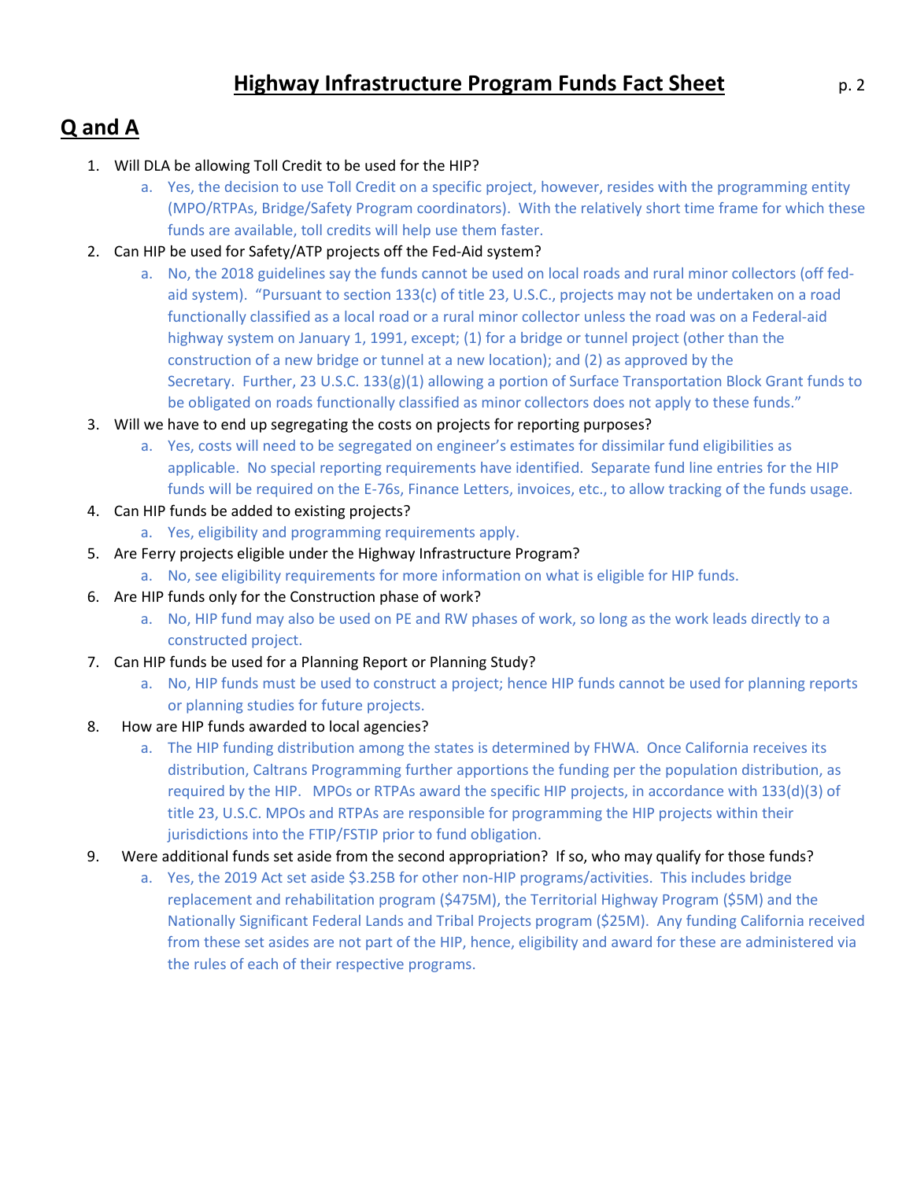# Highway Infrastructure Program Funds Fact Sheet

## Q and A

1. Will DLA be allowing Toll Credit to be used for the HIP?
   a. Yes, the decision to use Toll Credit on a specific project, however, resides with the programming entity (MPO/RTPAs, Bridge/Safety Program coordinators). With the relatively short time frame for which these funds are available, toll credits will help use them faster.
2. Can HIP be used for Safety/ATP projects off the Fed-Aid system?
   a. No, the 2018 guidelines say the funds cannot be used on local roads and rural minor collectors (off fed-aid system). "Pursuant to section 133(c) of title 23, U.S.C., projects may not be undertaken on a road functionally classified as a local road or a rural minor collector unless the road was on a Federal-aid highway system on January 1, 1991, except; (1) for a bridge or tunnel project (other than the construction of a new bridge or tunnel at a new location); and (2) as approved by the Secretary. Further, 23 U.S.C. 133(g)(1) allowing a portion of Surface Transportation Block Grant funds to be obligated on roads functionally classified as minor collectors does not apply to these funds."
3. Will we have to end up segregating the costs on projects for reporting purposes?
   a. Yes, costs will need to be segregated on engineer's estimates for dissimilar fund eligibilities as applicable. No special reporting requirements have identified. Separate fund line entries for the HIP funds will be required on the E-76s, Finance Letters, invoices, etc., to allow tracking of the funds usage.
4. Can HIP funds be added to existing projects?
   a. Yes, eligibility and programming requirements apply.
5. Are Ferry projects eligible under the Highway Infrastructure Program?
   a. No, see eligibility requirements for more information on what is eligible for HIP funds.
6. Are HIP funds only for the Construction phase of work?
   a. No, HIP fund may also be used on PE and RW phases of work, so long as the work leads directly to a constructed project.
7. Can HIP funds be used for a Planning Report or Planning Study?
   a. No, HIP funds must be used to construct a project; hence HIP funds cannot be used for planning reports or planning studies for future projects.
8. How are HIP funds awarded to local agencies?
   a. The HIP funding distribution among the states is determined by FHWA. Once California receives its distribution, Caltrans Programming further apportions the funding per the population distribution, as required by the HIP. MPOs or RTPAs award the specific HIP projects, in accordance with 133(d)(3) of title 23, U.S.C. MPOs and RTPAs are responsible for programming the HIP projects within their jurisdictions into the FTIP/FSTIP prior to fund obligation.
9. Were additional funds set aside from the second appropriation? If so, who may qualify for those funds?
   a. Yes, the 2019 Act set aside $3.25B for other non-HIP programs/activities. This includes bridge replacement and rehabilitation program ($475M), the Territorial Highway Program ($5M) and the Nationally Significant Federal Lands and Tribal Projects program ($25M). Any funding California received from these set asides are not part of the HIP, hence, eligibility and award for these are administered via the rules of each of their respective programs.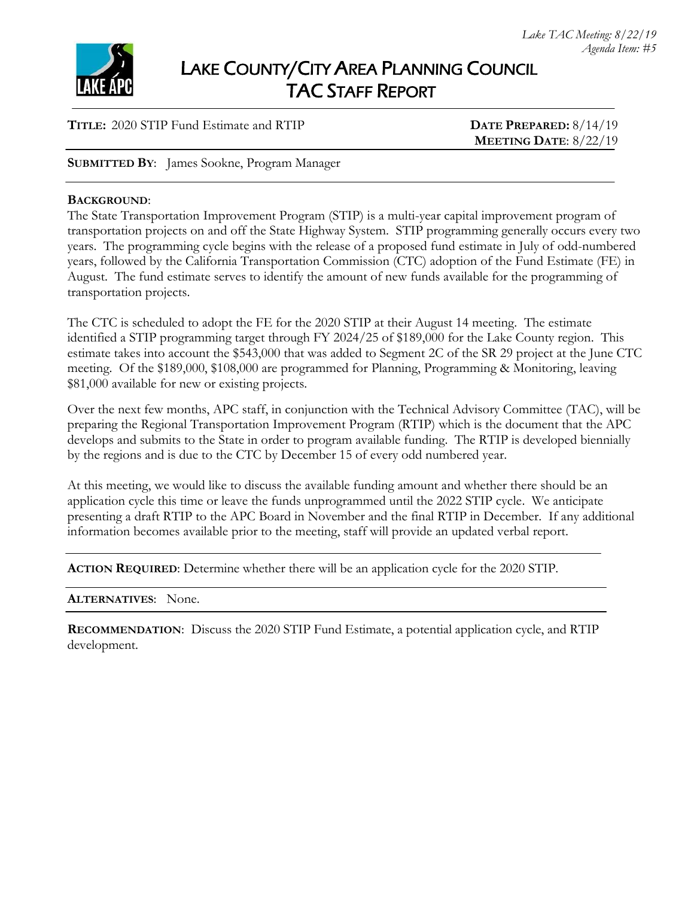*Lake TAC Meeting: 8/22/19*
*Agenda Item: #5*

# LAKE COUNTY/CITY AREA PLANNING COUNCIL
# TAC STAFF REPORT

**TITLE:** 2020 STIP Fund Estimate and RTIP

**DATE PREPARED:** 8/14/19
**MEETING DATE**: 8/22/19

**SUBMITTED BY**: James Sookne, Program Manager

**BACKGROUND**:

The State Transportation Improvement Program (STIP) is a multi-year capital improvement program of transportation projects on and off the State Highway System. STIP programming generally occurs every two years. The programming cycle begins with the release of a proposed fund estimate in July of odd-numbered years, followed by the California Transportation Commission (CTC) adoption of the Fund Estimate (FE) in August. The fund estimate serves to identify the amount of new funds available for the programming of transportation projects.

The CTC is scheduled to adopt the FE for the 2020 STIP at their August 14 meeting. The estimate identified a STIP programming target through FY 2024/25 of $189,000 for the Lake County region. This estimate takes into account the $543,000 that was added to Segment 2C of the SR 29 project at the June CTC meeting. Of the $189,000, $108,000 are programmed for Planning, Programming & Monitoring, leaving $81,000 available for new or existing projects.

Over the next few months, APC staff, in conjunction with the Technical Advisory Committee (TAC), will be preparing the Regional Transportation Improvement Program (RTIP) which is the document that the APC develops and submits to the State in order to program available funding. The RTIP is developed biennially by the regions and is due to the CTC by December 15 of every odd numbered year.

At this meeting, we would like to discuss the available funding amount and whether there should be an application cycle this time or leave the funds unprogrammed until the 2022 STIP cycle. We anticipate presenting a draft RTIP to the APC Board in November and the final RTIP in December. If any additional information becomes available prior to the meeting, staff will provide an updated verbal report.

**ACTION REQUIRED**: Determine whether there will be an application cycle for the 2020 STIP.

**ALTERNATIVES**: None.

**RECOMMENDATION**: Discuss the 2020 STIP Fund Estimate, a potential application cycle, and RTIP development.